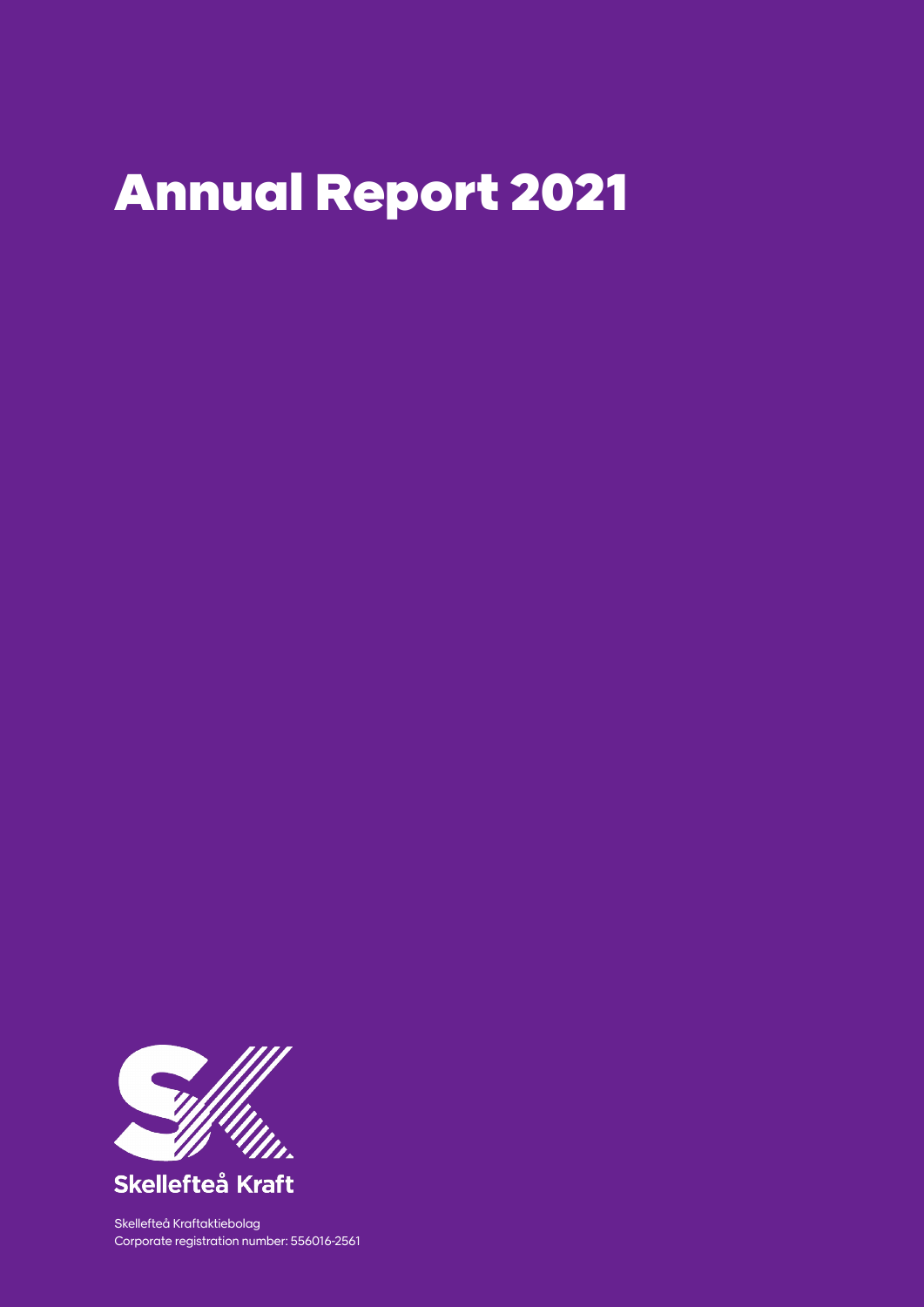# Annual Report 2021

Skellefteå Kraft

Skellefteå Kraftaktiebolag
Corporate registration number: 556016-2561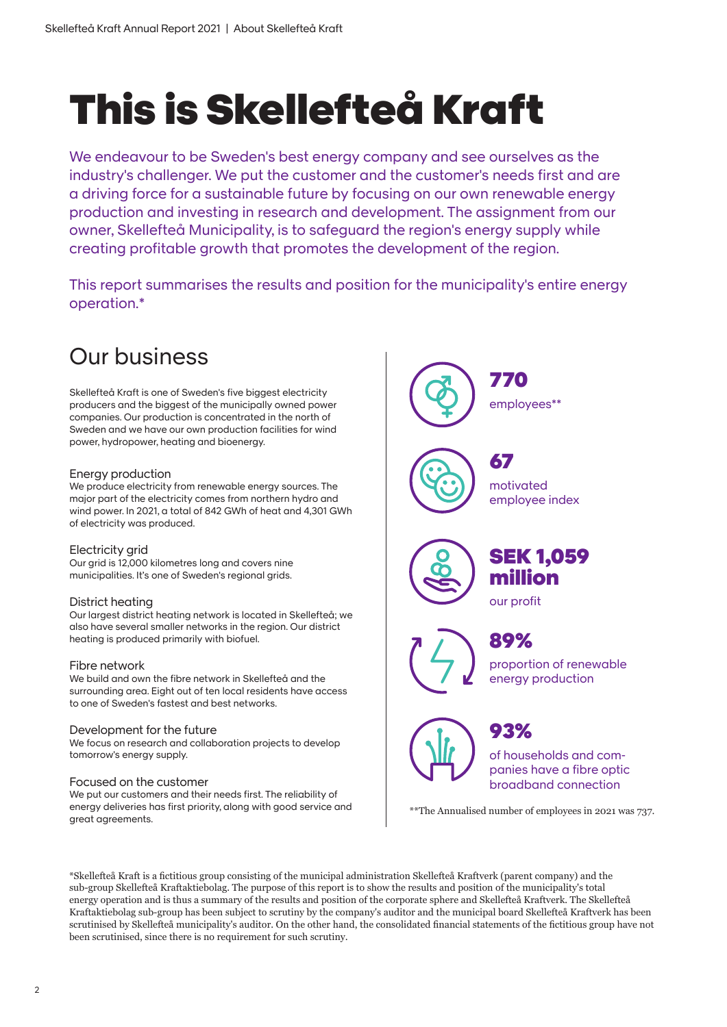# This is Skellefteå Kraft

We endeavour to be Sweden's best energy company and see ourselves as the industry's challenger. We put the customer and the customer's needs first and are a driving force for a sustainable future by focusing on our own renewable energy production and investing in research and development. The assignment from our owner, Skellefteå Municipality, is to safeguard the region's energy supply while creating profitable growth that promotes the development of the region.

This report summarises the results and position for the municipality's entire energy operation.*

## Our business

Skellefteå Kraft is one of Sweden's five biggest electricity producers and the biggest of the municipally owned power companies. Our production is concentrated in the north of Sweden and we have our own production facilities for wind power, hydropower, heating and bioenergy.

### Energy production

We produce electricity from renewable energy sources. The major part of the electricity comes from northern hydro and wind power. In 2021, a total of 842 GWh of heat and 4,301 GWh of electricity was produced.

### Electricity grid

Our grid is 12,000 kilometres long and covers nine municipalities. It's one of Sweden's regional grids.

### District heating

Our largest district heating network is located in Skellefteå; we also have several smaller networks in the region. Our district heating is produced primarily with biofuel.

### Fibre network

We build and own the fibre network in Skellefteå and the surrounding area. Eight out of ten local residents have access to one of Sweden's fastest and best networks.

### Development for the future

We focus on research and collaboration projects to develop tomorrow's energy supply.

### Focused on the customer

We put our customers and their needs first. The reliability of energy deliveries has first priority, along with good service and great agreements.

**770**
employees**

**67**
motivated employee index

**SEK 1,059 million**
our profit

**89%**
proportion of renewable energy production

**93%**
of households and companies have a fibre optic broadband connection

**The Annualised number of employees in 2021 was 737.

*Skellefteå Kraft is a fictitious group consisting of the municipal administration Skellefteå Kraftverk (parent company) and the sub-group Skellefteå Kraftaktiebolag. The purpose of this report is to show the results and position of the municipality's total energy operation and is thus a summary of the results and position of the corporate sphere and Skellefteå Kraftverk. The Skellefteå Kraftaktiebolag sub-group has been subject to scrutiny by the company's auditor and the municipal board Skellefteå Kraftverk has been scrutinised by Skellefteå municipality's auditor. On the other hand, the consolidated financial statements of the fictitious group have not been scrutinised, since there is no requirement for such scrutiny.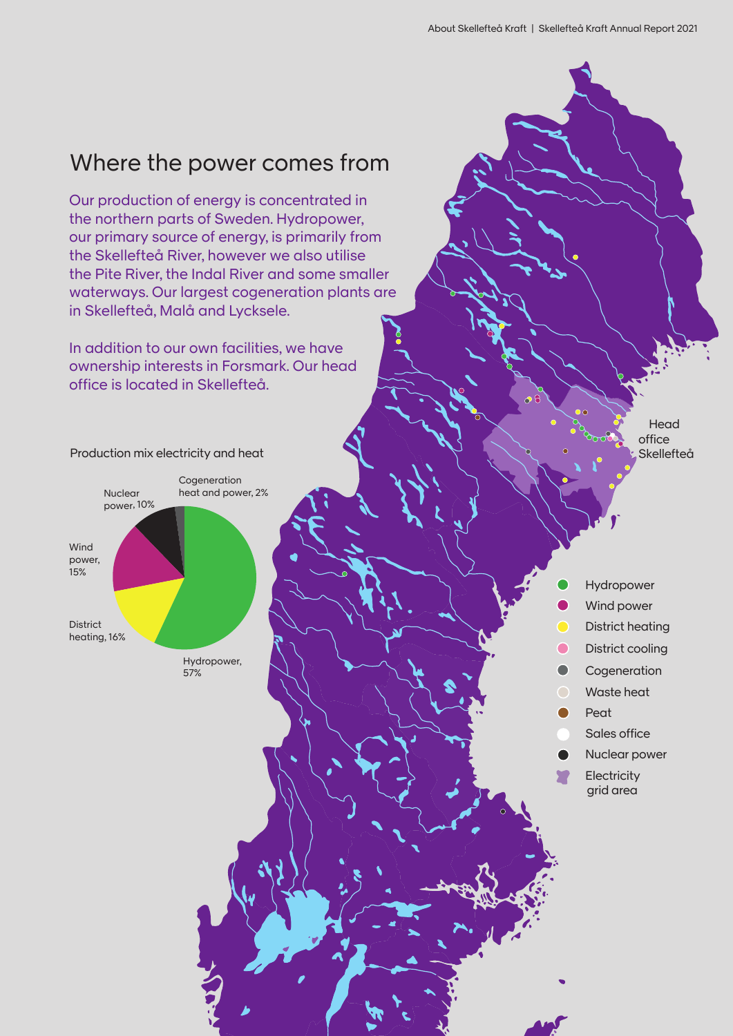# Where the power comes from

Our production of energy is concentrated in the northern parts of Sweden. Hydropower, our primary source of energy, is primarily from the Skellefteå River, however we also utilise the Pite River, the Indal River and some smaller waterways. Our largest cogeneration plants are in Skellefteå, Malå and Lycksele.

In addition to our own facilities, we have ownership interests in Forsmark. Our head office is located in Skellefteå.

**Production mix electricity and heat**

| Source | Share |
|---|---|
| Hydropower | 57% |
| District heating | 16% |
| Wind power | 15% |
| Nuclear power | 10% |
| Cogeneration heat and power | 2% |

Head office Skellefteå

- Hydropower
- Wind power
- District heating
- District cooling
- Cogeneration
- Waste heat
- Peat
- Sales office
- Nuclear power
- Electricity grid area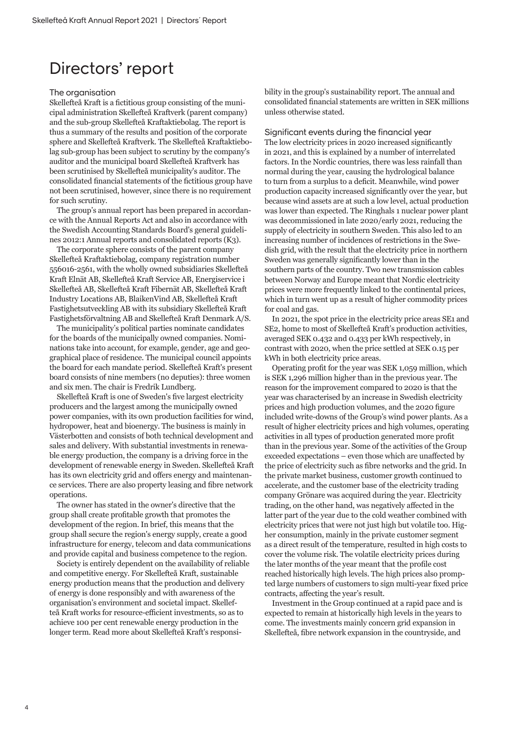# Directors' report

## The organisation

Skellefteå Kraft is a fictitious group consisting of the municipal administration Skellefteå Kraftverk (parent company) and the sub-group Skellefteå Kraftaktiebolag. The report is thus a summary of the results and position of the corporate sphere and Skellefteå Kraftverk. The Skellefteå Kraftaktiebolag sub-group has been subject to scrutiny by the company's auditor and the municipal board Skellefteå Kraftverk has been scrutinised by Skellefteå municipality's auditor. The consolidated financial statements of the fictitious group have not been scrutinised, however, since there is no requirement for such scrutiny.

The group's annual report has been prepared in accordance with the Annual Reports Act and also in accordance with the Swedish Accounting Standards Board's general guidelines 2012:1 Annual reports and consolidated reports (K3).

The corporate sphere consists of the parent company Skellefteå Kraftaktiebolag, company registration number 556016-2561, with the wholly owned subsidiaries Skellefteå Kraft Elnät AB, Skellefteå Kraft Service AB, Energiservice i Skellefteå AB, Skellefteå Kraft Fibernät AB, Skellefteå Kraft Industry Locations AB, BlaikenVind AB, Skellefteå Kraft Fastighetsutveckling AB with its subsidiary Skellefteå Kraft Fastighetsförvaltning AB and Skellefteå Kraft Denmark A/S.

The municipality's political parties nominate candidates for the boards of the municipally owned companies. Nominations take into account, for example, gender, age and geographical place of residence. The municipal council appoints the board for each mandate period. Skellefteå Kraft's present board consists of nine members (no deputies): three women and six men. The chair is Fredrik Lundberg.

Skellefteå Kraft is one of Sweden's five largest electricity producers and the largest among the municipally owned power companies, with its own production facilities for wind, hydropower, heat and bioenergy. The business is mainly in Västerbotten and consists of both technical development and sales and delivery. With substantial investments in renewable energy production, the company is a driving force in the development of renewable energy in Sweden. Skellefteå Kraft has its own electricity grid and offers energy and maintenance services. There are also property leasing and fibre network operations.

The owner has stated in the owner's directive that the group shall create profitable growth that promotes the development of the region. In brief, this means that the group shall secure the region's energy supply, create a good infrastructure for energy, telecom and data communications and provide capital and business competence to the region.

Society is entirely dependent on the availability of reliable and competitive energy. For Skellefteå Kraft, sustainable energy production means that the production and delivery of energy is done responsibly and with awareness of the organisation's environment and societal impact. Skellefteå Kraft works for resource-efficient investments, so as to achieve 100 per cent renewable energy production in the longer term. Read more about Skellefteå Kraft's responsibility in the group's sustainability report. The annual and consolidated financial statements are written in SEK millions unless otherwise stated.

## Significant events during the financial year

The low electricity prices in 2020 increased significantly in 2021, and this is explained by a number of interrelated factors. In the Nordic countries, there was less rainfall than normal during the year, causing the hydrological balance to turn from a surplus to a deficit. Meanwhile, wind power production capacity increased significantly over the year, but because wind assets are at such a low level, actual production was lower than expected. The Ringhals 1 nuclear power plant was decommissioned in late 2020/early 2021, reducing the supply of electricity in southern Sweden. This also led to an increasing number of incidences of restrictions in the Swedish grid, with the result that the electricity price in northern Sweden was generally significantly lower than in the southern parts of the country. Two new transmission cables between Norway and Europe meant that Nordic electricity prices were more frequently linked to the continental prices, which in turn went up as a result of higher commodity prices for coal and gas.

In 2021, the spot price in the electricity price areas SE1 and SE2, home to most of Skellefteå Kraft's production activities, averaged SEK 0.432 and 0.433 per kWh respectively, in contrast with 2020, when the price settled at SEK 0.15 per kWh in both electricity price areas.

Operating profit for the year was SEK 1,059 million, which is SEK 1,296 million higher than in the previous year. The reason for the improvement compared to 2020 is that the year was characterised by an increase in Swedish electricity prices and high production volumes, and the 2020 figure included write-downs of the Group's wind power plants. As a result of higher electricity prices and high volumes, operating activities in all types of production generated more profit than in the previous year. Some of the activities of the Group exceeded expectations – even those which are unaffected by the price of electricity such as fibre networks and the grid. In the private market business, customer growth continued to accelerate, and the customer base of the electricity trading company Grönare was acquired during the year. Electricity trading, on the other hand, was negatively affected in the latter part of the year due to the cold weather combined with electricity prices that were not just high but volatile too. Higher consumption, mainly in the private customer segment as a direct result of the temperature, resulted in high costs to cover the volume risk. The volatile electricity prices during the later months of the year meant that the profile cost reached historically high levels. The high prices also prompted large numbers of customers to sign multi-year fixed price contracts, affecting the year's result.

Investment in the Group continued at a rapid pace and is expected to remain at historically high levels in the years to come. The investments mainly concern grid expansion in Skellefteå, fibre network expansion in the countryside, and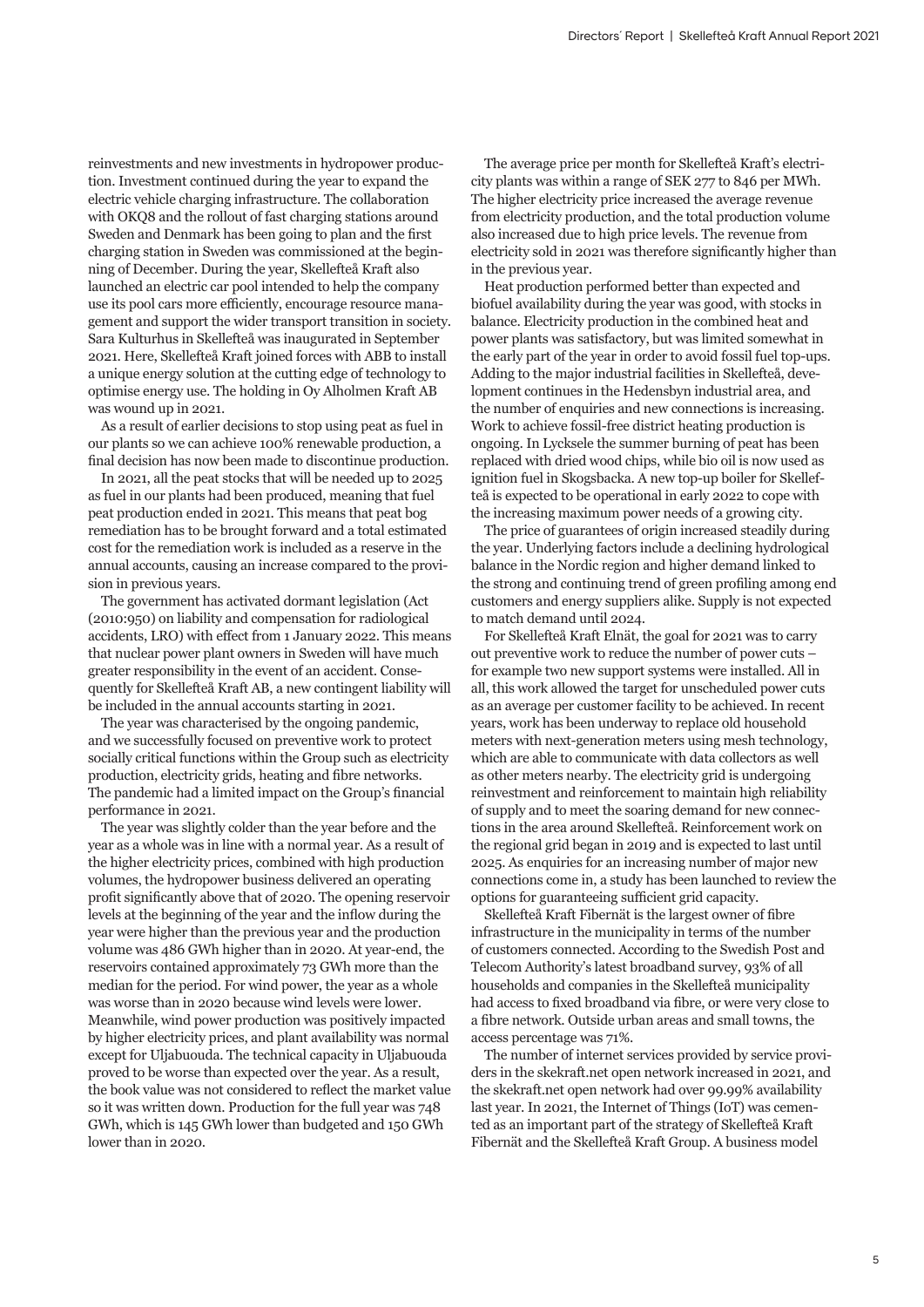reinvestments and new investments in hydropower production. Investment continued during the year to expand the electric vehicle charging infrastructure. The collaboration with OKQ8 and the rollout of fast charging stations around Sweden and Denmark has been going to plan and the first charging station in Sweden was commissioned at the beginning of December. During the year, Skellefteå Kraft also launched an electric car pool intended to help the company use its pool cars more efficiently, encourage resource management and support the wider transport transition in society. Sara Kulturhus in Skellefteå was inaugurated in September 2021. Here, Skellefteå Kraft joined forces with ABB to install a unique energy solution at the cutting edge of technology to optimise energy use. The holding in Oy Alholmen Kraft AB was wound up in 2021.

As a result of earlier decisions to stop using peat as fuel in our plants so we can achieve 100% renewable production, a final decision has now been made to discontinue production.

In 2021, all the peat stocks that will be needed up to 2025 as fuel in our plants had been produced, meaning that fuel peat production ended in 2021. This means that peat bog remediation has to be brought forward and a total estimated cost for the remediation work is included as a reserve in the annual accounts, causing an increase compared to the provision in previous years.

The government has activated dormant legislation (Act (2010:950) on liability and compensation for radiological accidents, LRO) with effect from 1 January 2022. This means that nuclear power plant owners in Sweden will have much greater responsibility in the event of an accident. Consequently for Skellefteå Kraft AB, a new contingent liability will be included in the annual accounts starting in 2021.

The year was characterised by the ongoing pandemic, and we successfully focused on preventive work to protect socially critical functions within the Group such as electricity production, electricity grids, heating and fibre networks. The pandemic had a limited impact on the Group's financial performance in 2021.

The year was slightly colder than the year before and the year as a whole was in line with a normal year. As a result of the higher electricity prices, combined with high production volumes, the hydropower business delivered an operating profit significantly above that of 2020. The opening reservoir levels at the beginning of the year and the inflow during the year were higher than the previous year and the production volume was 486 GWh higher than in 2020. At year-end, the reservoirs contained approximately 73 GWh more than the median for the period. For wind power, the year as a whole was worse than in 2020 because wind levels were lower. Meanwhile, wind power production was positively impacted by higher electricity prices, and plant availability was normal except for Uljabuouda. The technical capacity in Uljabuouda proved to be worse than expected over the year. As a result, the book value was not considered to reflect the market value so it was written down. Production for the full year was 748 GWh, which is 145 GWh lower than budgeted and 150 GWh lower than in 2020.

The average price per month for Skellefteå Kraft's electricity plants was within a range of SEK 277 to 846 per MWh. The higher electricity price increased the average revenue from electricity production, and the total production volume also increased due to high price levels. The revenue from electricity sold in 2021 was therefore significantly higher than in the previous year.

Heat production performed better than expected and biofuel availability during the year was good, with stocks in balance. Electricity production in the combined heat and power plants was satisfactory, but was limited somewhat in the early part of the year in order to avoid fossil fuel top-ups. Adding to the major industrial facilities in Skellefteå, development continues in the Hedensbyn industrial area, and the number of enquiries and new connections is increasing. Work to achieve fossil-free district heating production is ongoing. In Lycksele the summer burning of peat has been replaced with dried wood chips, while bio oil is now used as ignition fuel in Skogsbacka. A new top-up boiler for Skellefteå is expected to be operational in early 2022 to cope with the increasing maximum power needs of a growing city.

The price of guarantees of origin increased steadily during the year. Underlying factors include a declining hydrological balance in the Nordic region and higher demand linked to the strong and continuing trend of green profiling among end customers and energy suppliers alike. Supply is not expected to match demand until 2024.

For Skellefteå Kraft Elnät, the goal for 2021 was to carry out preventive work to reduce the number of power cuts – for example two new support systems were installed. All in all, this work allowed the target for unscheduled power cuts as an average per customer facility to be achieved. In recent years, work has been underway to replace old household meters with next-generation meters using mesh technology, which are able to communicate with data collectors as well as other meters nearby. The electricity grid is undergoing reinvestment and reinforcement to maintain high reliability of supply and to meet the soaring demand for new connections in the area around Skellefteå. Reinforcement work on the regional grid began in 2019 and is expected to last until 2025. As enquiries for an increasing number of major new connections come in, a study has been launched to review the options for guaranteeing sufficient grid capacity.

Skellefteå Kraft Fibernät is the largest owner of fibre infrastructure in the municipality in terms of the number of customers connected. According to the Swedish Post and Telecom Authority's latest broadband survey, 93% of all households and companies in the Skellefteå municipality had access to fixed broadband via fibre, or were very close to a fibre network. Outside urban areas and small towns, the access percentage was 71%.

The number of internet services provided by service providers in the skekraft.net open network increased in 2021, and the skekraft.net open network had over 99.99% availability last year. In 2021, the Internet of Things (IoT) was cemented as an important part of the strategy of Skellefteå Kraft Fibernät and the Skellefteå Kraft Group. A business model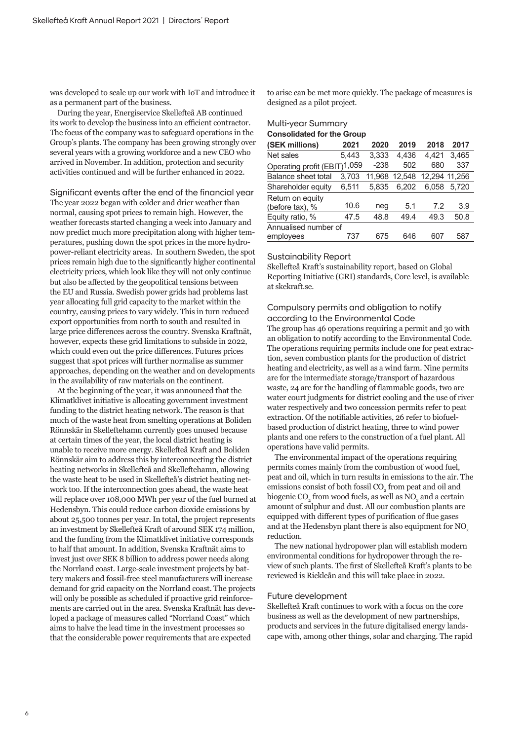was developed to scale up our work with IoT and introduce it as a permanent part of the business.

During the year, Energiservice Skellefteå AB continued its work to develop the business into an efficient contractor. The focus of the company was to safeguard operations in the Group's plants. The company has been growing strongly over several years with a growing workforce and a new CEO who arrived in November. In addition, protection and security activities continued and will be further enhanced in 2022.

## Significant events after the end of the financial year

The year 2022 began with colder and drier weather than normal, causing spot prices to remain high. However, the weather forecasts started changing a week into January and now predict much more precipitation along with higher temperatures, pushing down the spot prices in the more hydropower-reliant electricity areas. In southern Sweden, the spot prices remain high due to the significantly higher continental electricity prices, which look like they will not only continue but also be affected by the geopolitical tensions between the EU and Russia. Swedish power grids had problems last year allocating full grid capacity to the market within the country, causing prices to vary widely. This in turn reduced export opportunities from north to south and resulted in large price differences across the country. Svenska Kraftnät, however, expects these grid limitations to subside in 2022, which could even out the price differences. Futures prices suggest that spot prices will further normalise as summer approaches, depending on the weather and on developments in the availability of raw materials on the continent.

At the beginning of the year, it was announced that the Klimatklivet initiative is allocating government investment funding to the district heating network. The reason is that much of the waste heat from smelting operations at Boliden Rönnskär in Skelleftehamn currently goes unused because at certain times of the year, the local district heating is unable to receive more energy. Skellefteå Kraft and Boliden Rönnskär aim to address this by interconnecting the district heating networks in Skellefteå and Skelleftehamn, allowing the waste heat to be used in Skellefteå's district heating network too. If the interconnection goes ahead, the waste heat will replace over 108,000 MWh per year of the fuel burned at Hedensbyn. This could reduce carbon dioxide emissions by about 25,500 tonnes per year. In total, the project represents an investment by Skellefteå Kraft of around SEK 174 million, and the funding from the Klimatklivet initiative corresponds to half that amount. In addition, Svenska Kraftnät aims to invest just over SEK 8 billion to address power needs along the Norrland coast. Large-scale investment projects by battery makers and fossil-free steel manufacturers will increase demand for grid capacity on the Norrland coast. The projects will only be possible as scheduled if proactive grid reinforcements are carried out in the area. Svenska Kraftnät has developed a package of measures called "Norrland Coast" which aims to halve the lead time in the investment processes so that the considerable power requirements that are expected to arise can be met more quickly. The package of measures is designed as a pilot project.

## Multi-year Summary

**Consolidated for the Group**

| (SEK millions) | 2021 | 2020 | 2019 | 2018 | 2017 |
|---|---|---|---|---|---|
| Net sales | 5,443 | 3,333 | 4,436 | 4,421 | 3,465 |
| Operating profit (EBIT) | 1,059 | -238 | 502 | 680 | 337 |
| Balance sheet total | 3,703 | 11,968 | 12,548 | 12,294 | 11,256 |
| Shareholder equity | 6,511 | 5,835 | 6,202 | 6,058 | 5,720 |
| Return on equity (before tax), % | 10.6 | neg | 5.1 | 7.2 | 3.9 |
| Equity ratio, % | 47.5 | 48.8 | 49.4 | 49.3 | 50.8 |
| Annualised number of employees | 737 | 675 | 646 | 607 | 587 |

## Sustainability Report

Skellefteå Kraft's sustainability report, based on Global Reporting Initiative (GRI) standards, Core level, is available at skekraft.se.

## Compulsory permits and obligation to notify according to the Environmental Code

The group has 46 operations requiring a permit and 30 with an obligation to notify according to the Environmental Code. The operations requiring permits include one for peat extraction, seven combustion plants for the production of district heating and electricity, as well as a wind farm. Nine permits are for the intermediate storage/transport of hazardous waste, 24 are for the handling of flammable goods, two are water court judgments for district cooling and the use of river water respectively and two concession permits refer to peat extraction. Of the notifiable activities, 26 refer to biofuel-based production of district heating, three to wind power plants and one refers to the construction of a fuel plant. All operations have valid permits.

The environmental impact of the operations requiring permits comes mainly from the combustion of wood fuel, peat and oil, which in turn results in emissions to the air. The emissions consist of both fossil $CO_2$ from peat and oil and biogenic $CO_2$ from wood fuels, as well as $NO_x$ and a certain amount of sulphur and dust. All our combustion plants are equipped with different types of purification of flue gases and at the Hedensbyn plant there is also equipment for $NO_x$ reduction.

The new national hydropower plan will establish modern environmental conditions for hydropower through the review of such plants. The first of Skellefteå Kraft's plants to be reviewed is Rickleån and this will take place in 2022.

## Future development

Skellefteå Kraft continues to work with a focus on the core business as well as the development of new partnerships, products and services in the future digitalised energy landscape with, among other things, solar and charging. The rapid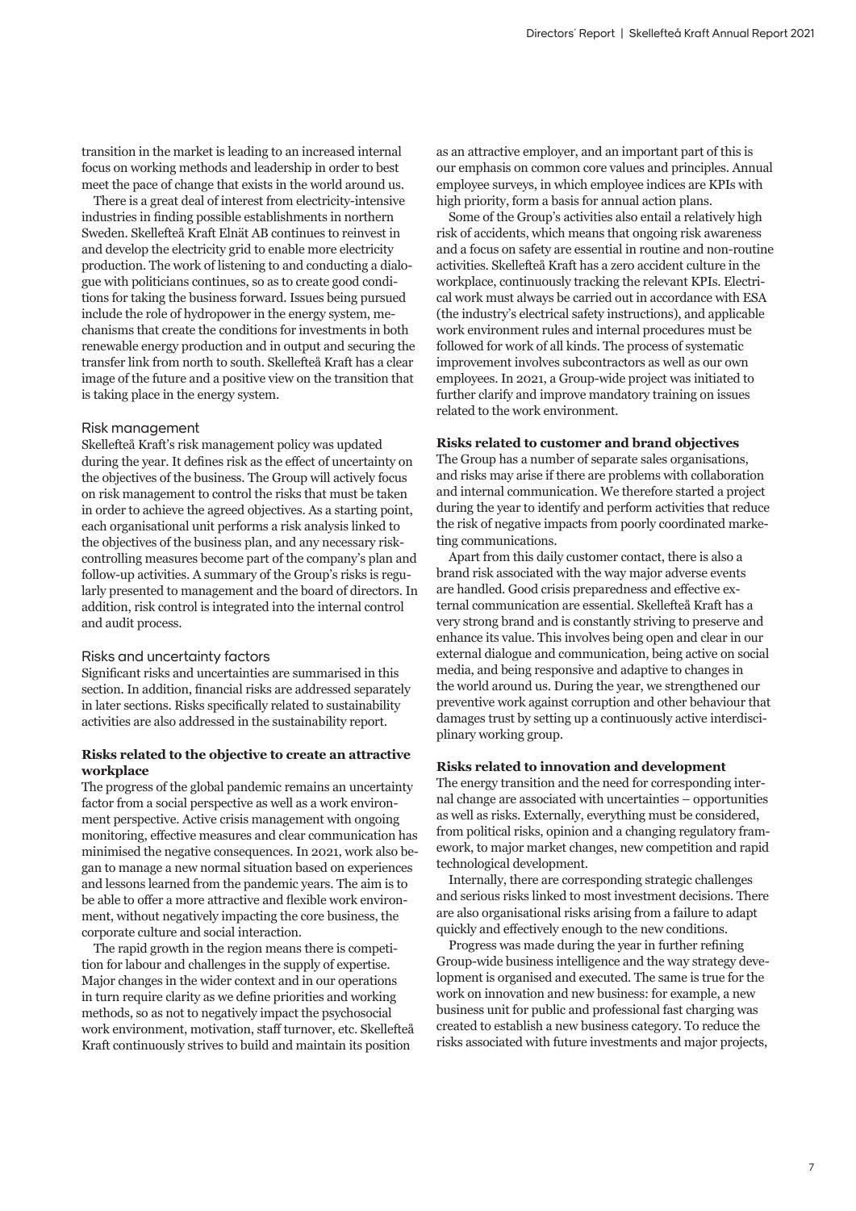transition in the market is leading to an increased internal focus on working methods and leadership in order to best meet the pace of change that exists in the world around us.

There is a great deal of interest from electricity-intensive industries in finding possible establishments in northern Sweden. Skellefteå Kraft Elnät AB continues to reinvest in and develop the electricity grid to enable more electricity production. The work of listening to and conducting a dialogue with politicians continues, so as to create good conditions for taking the business forward. Issues being pursued include the role of hydropower in the energy system, mechanisms that create the conditions for investments in both renewable energy production and in output and securing the transfer link from north to south. Skellefteå Kraft has a clear image of the future and a positive view on the transition that is taking place in the energy system.

## Risk management

Skellefteå Kraft's risk management policy was updated during the year. It defines risk as the effect of uncertainty on the objectives of the business. The Group will actively focus on risk management to control the risks that must be taken in order to achieve the agreed objectives. As a starting point, each organisational unit performs a risk analysis linked to the objectives of the business plan, and any necessary risk-controlling measures become part of the company's plan and follow-up activities. A summary of the Group's risks is regularly presented to management and the board of directors. In addition, risk control is integrated into the internal control and audit process.

## Risks and uncertainty factors

Significant risks and uncertainties are summarised in this section. In addition, financial risks are addressed separately in later sections. Risks specifically related to sustainability activities are also addressed in the sustainability report.

**Risks related to the objective to create an attractive workplace**

The progress of the global pandemic remains an uncertainty factor from a social perspective as well as a work environment perspective. Active crisis management with ongoing monitoring, effective measures and clear communication has minimised the negative consequences. In 2021, work also began to manage a new normal situation based on experiences and lessons learned from the pandemic years. The aim is to be able to offer a more attractive and flexible work environment, without negatively impacting the core business, the corporate culture and social interaction.

The rapid growth in the region means there is competition for labour and challenges in the supply of expertise. Major changes in the wider context and in our operations in turn require clarity as we define priorities and working methods, so as not to negatively impact the psychosocial work environment, motivation, staff turnover, etc. Skellefteå Kraft continuously strives to build and maintain its position as an attractive employer, and an important part of this is our emphasis on common core values and principles. Annual employee surveys, in which employee indices are KPIs with high priority, form a basis for annual action plans.

Some of the Group's activities also entail a relatively high risk of accidents, which means that ongoing risk awareness and a focus on safety are essential in routine and non-routine activities. Skellefteå Kraft has a zero accident culture in the workplace, continuously tracking the relevant KPIs. Electrical work must always be carried out in accordance with ESA (the industry's electrical safety instructions), and applicable work environment rules and internal procedures must be followed for work of all kinds. The process of systematic improvement involves subcontractors as well as our own employees. In 2021, a Group-wide project was initiated to further clarify and improve mandatory training on issues related to the work environment.

**Risks related to customer and brand objectives**

The Group has a number of separate sales organisations, and risks may arise if there are problems with collaboration and internal communication. We therefore started a project during the year to identify and perform activities that reduce the risk of negative impacts from poorly coordinated marketing communications.

Apart from this daily customer contact, there is also a brand risk associated with the way major adverse events are handled. Good crisis preparedness and effective external communication are essential. Skellefteå Kraft has a very strong brand and is constantly striving to preserve and enhance its value. This involves being open and clear in our external dialogue and communication, being active on social media, and being responsive and adaptive to changes in the world around us. During the year, we strengthened our preventive work against corruption and other behaviour that damages trust by setting up a continuously active interdisciplinary working group.

**Risks related to innovation and development**

The energy transition and the need for corresponding internal change are associated with uncertainties – opportunities as well as risks. Externally, everything must be considered, from political risks, opinion and a changing regulatory framework, to major market changes, new competition and rapid technological development.

Internally, there are corresponding strategic challenges and serious risks linked to most investment decisions. There are also organisational risks arising from a failure to adapt quickly and effectively enough to the new conditions.

Progress was made during the year in further refining Group-wide business intelligence and the way strategy development is organised and executed. The same is true for the work on innovation and new business: for example, a new business unit for public and professional fast charging was created to establish a new business category. To reduce the risks associated with future investments and major projects,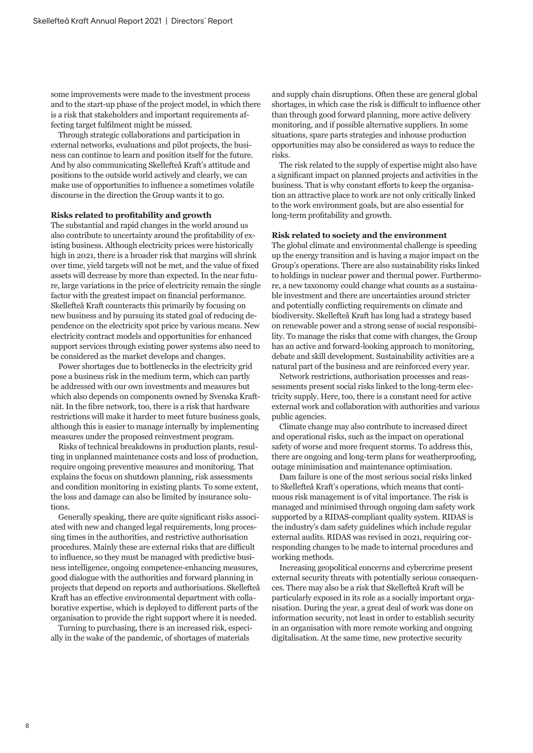some improvements were made to the investment process and to the start-up phase of the project model, in which there is a risk that stakeholders and important requirements affecting target fulfilment might be missed.

Through strategic collaborations and participation in external networks, evaluations and pilot projects, the business can continue to learn and position itself for the future. And by also communicating Skellefteå Kraft's attitude and positions to the outside world actively and clearly, we can make use of opportunities to influence a sometimes volatile discourse in the direction the Group wants it to go.

**Risks related to profitability and growth**

The substantial and rapid changes in the world around us also contribute to uncertainty around the profitability of existing business. Although electricity prices were historically high in 2021, there is a broader risk that margins will shrink over time, yield targets will not be met, and the value of fixed assets will decrease by more than expected. In the near future, large variations in the price of electricity remain the single factor with the greatest impact on financial performance. Skellefteå Kraft counteracts this primarily by focusing on new business and by pursuing its stated goal of reducing dependence on the electricity spot price by various means. New electricity contract models and opportunities for enhanced support services through existing power systems also need to be considered as the market develops and changes.

Power shortages due to bottlenecks in the electricity grid pose a business risk in the medium term, which can partly be addressed with our own investments and measures but which also depends on components owned by Svenska Kraftnät. In the fibre network, too, there is a risk that hardware restrictions will make it harder to meet future business goals, although this is easier to manage internally by implementing measures under the proposed reinvestment program.

Risks of technical breakdowns in production plants, resulting in unplanned maintenance costs and loss of production, require ongoing preventive measures and monitoring. That explains the focus on shutdown planning, risk assessments and condition monitoring in existing plants. To some extent, the loss and damage can also be limited by insurance solutions.

Generally speaking, there are quite significant risks associated with new and changed legal requirements, long processing times in the authorities, and restrictive authorisation procedures. Mainly these are external risks that are difficult to influence, so they must be managed with predictive business intelligence, ongoing competence-enhancing measures, good dialogue with the authorities and forward planning in projects that depend on reports and authorisations. Skellefteå Kraft has an effective environmental department with collaborative expertise, which is deployed to different parts of the organisation to provide the right support where it is needed.

Turning to purchasing, there is an increased risk, especially in the wake of the pandemic, of shortages of materials and supply chain disruptions. Often these are general global shortages, in which case the risk is difficult to influence other than through good forward planning, more active delivery monitoring, and if possible alternative suppliers. In some situations, spare parts strategies and inhouse production opportunities may also be considered as ways to reduce the risks.

The risk related to the supply of expertise might also have a significant impact on planned projects and activities in the business. That is why constant efforts to keep the organisation an attractive place to work are not only critically linked to the work environment goals, but are also essential for long-term profitability and growth.

**Risk related to society and the environment**

The global climate and environmental challenge is speeding up the energy transition and is having a major impact on the Group's operations. There are also sustainability risks linked to holdings in nuclear power and thermal power. Furthermore, a new taxonomy could change what counts as a sustainable investment and there are uncertainties around stricter and potentially conflicting requirements on climate and biodiversity. Skellefteå Kraft has long had a strategy based on renewable power and a strong sense of social responsibility. To manage the risks that come with changes, the Group has an active and forward-looking approach to monitoring, debate and skill development. Sustainability activities are a natural part of the business and are reinforced every year.

Network restrictions, authorisation processes and reassessments present social risks linked to the long-term electricity supply. Here, too, there is a constant need for active external work and collaboration with authorities and various public agencies.

Climate change may also contribute to increased direct and operational risks, such as the impact on operational safety of worse and more frequent storms. To address this, there are ongoing and long-term plans for weatherproofing, outage minimisation and maintenance optimisation.

Dam failure is one of the most serious social risks linked to Skellefteå Kraft's operations, which means that continuous risk management is of vital importance. The risk is managed and minimised through ongoing dam safety work supported by a RIDAS-compliant quality system. RIDAS is the industry's dam safety guidelines which include regular external audits. RIDAS was revised in 2021, requiring corresponding changes to be made to internal procedures and working methods.

Increasing geopolitical concerns and cybercrime present external security threats with potentially serious consequences. There may also be a risk that Skellefteå Kraft will be particularly exposed in its role as a socially important organisation. During the year, a great deal of work was done on information security, not least in order to establish security in an organisation with more remote working and ongoing digitalisation. At the same time, new protective security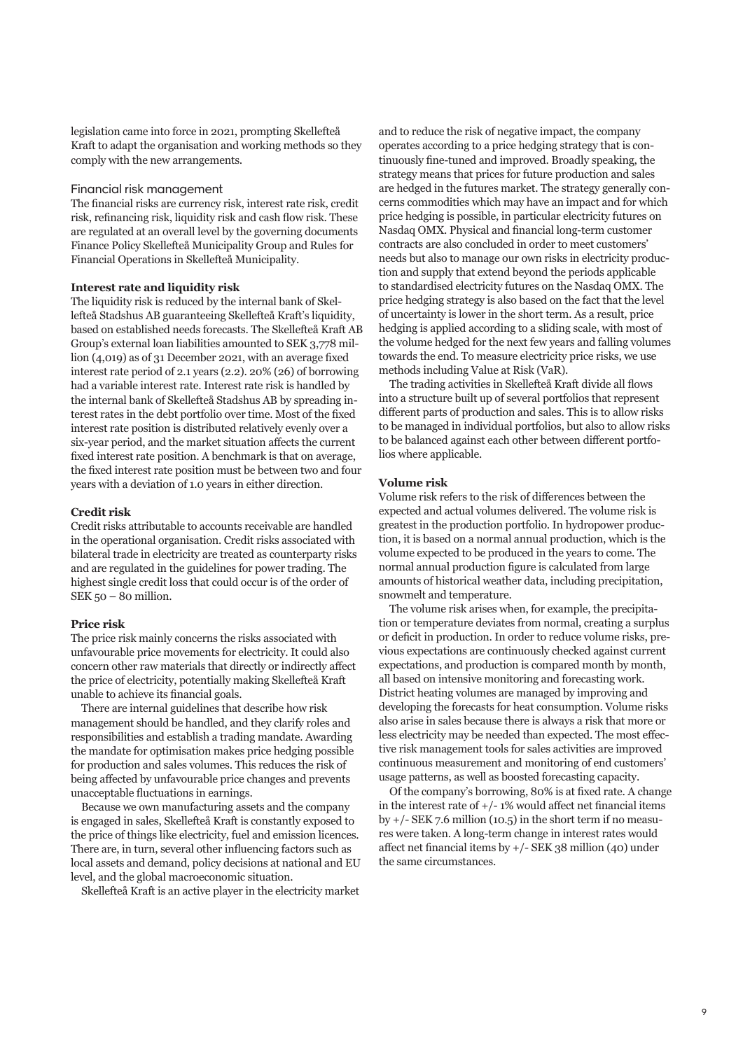legislation came into force in 2021, prompting Skellefteå Kraft to adapt the organisation and working methods so they comply with the new arrangements.

## Financial risk management

The financial risks are currency risk, interest rate risk, credit risk, refinancing risk, liquidity risk and cash flow risk. These are regulated at an overall level by the governing documents Finance Policy Skellefteå Municipality Group and Rules for Financial Operations in Skellefteå Municipality.

**Interest rate and liquidity risk**

The liquidity risk is reduced by the internal bank of Skellefteå Stadshus AB guaranteeing Skellefteå Kraft's liquidity, based on established needs forecasts. The Skellefteå Kraft AB Group's external loan liabilities amounted to SEK 3,778 million (4,019) as of 31 December 2021, with an average fixed interest rate period of 2.1 years (2.2). 20% (26) of borrowing had a variable interest rate. Interest rate risk is handled by the internal bank of Skellefteå Stadshus AB by spreading interest rates in the debt portfolio over time. Most of the fixed interest rate position is distributed relatively evenly over a six-year period, and the market situation affects the current fixed interest rate position. A benchmark is that on average, the fixed interest rate position must be between two and four years with a deviation of 1.0 years in either direction.

**Credit risk**

Credit risks attributable to accounts receivable are handled in the operational organisation. Credit risks associated with bilateral trade in electricity are treated as counterparty risks and are regulated in the guidelines for power trading. The highest single credit loss that could occur is of the order of SEK 50 – 80 million.

**Price risk**

The price risk mainly concerns the risks associated with unfavourable price movements for electricity. It could also concern other raw materials that directly or indirectly affect the price of electricity, potentially making Skellefteå Kraft unable to achieve its financial goals.

There are internal guidelines that describe how risk management should be handled, and they clarify roles and responsibilities and establish a trading mandate. Awarding the mandate for optimisation makes price hedging possible for production and sales volumes. This reduces the risk of being affected by unfavourable price changes and prevents unacceptable fluctuations in earnings.

Because we own manufacturing assets and the company is engaged in sales, Skellefteå Kraft is constantly exposed to the price of things like electricity, fuel and emission licences. There are, in turn, several other influencing factors such as local assets and demand, policy decisions at national and EU level, and the global macroeconomic situation.

Skellefteå Kraft is an active player in the electricity market and to reduce the risk of negative impact, the company operates according to a price hedging strategy that is continuously fine-tuned and improved. Broadly speaking, the strategy means that prices for future production and sales are hedged in the futures market. The strategy generally concerns commodities which may have an impact and for which price hedging is possible, in particular electricity futures on Nasdaq OMX. Physical and financial long-term customer contracts are also concluded in order to meet customers' needs but also to manage our own risks in electricity production and supply that extend beyond the periods applicable to standardised electricity futures on the Nasdaq OMX. The price hedging strategy is also based on the fact that the level of uncertainty is lower in the short term. As a result, price hedging is applied according to a sliding scale, with most of the volume hedged for the next few years and falling volumes towards the end. To measure electricity price risks, we use methods including Value at Risk (VaR).

The trading activities in Skellefteå Kraft divide all flows into a structure built up of several portfolios that represent different parts of production and sales. This is to allow risks to be managed in individual portfolios, but also to allow risks to be balanced against each other between different portfolios where applicable.

**Volume risk**

Volume risk refers to the risk of differences between the expected and actual volumes delivered. The volume risk is greatest in the production portfolio. In hydropower production, it is based on a normal annual production, which is the volume expected to be produced in the years to come. The normal annual production figure is calculated from large amounts of historical weather data, including precipitation, snowmelt and temperature.

The volume risk arises when, for example, the precipitation or temperature deviates from normal, creating a surplus or deficit in production. In order to reduce volume risks, previous expectations are continuously checked against current expectations, and production is compared month by month, all based on intensive monitoring and forecasting work. District heating volumes are managed by improving and developing the forecasts for heat consumption. Volume risks also arise in sales because there is always a risk that more or less electricity may be needed than expected. The most effective risk management tools for sales activities are improved continuous measurement and monitoring of end customers' usage patterns, as well as boosted forecasting capacity.

Of the company's borrowing, 80% is at fixed rate. A change in the interest rate of +/- 1% would affect net financial items by +/- SEK 7.6 million (10.5) in the short term if no measures were taken. A long-term change in interest rates would affect net financial items by +/- SEK 38 million (40) under the same circumstances.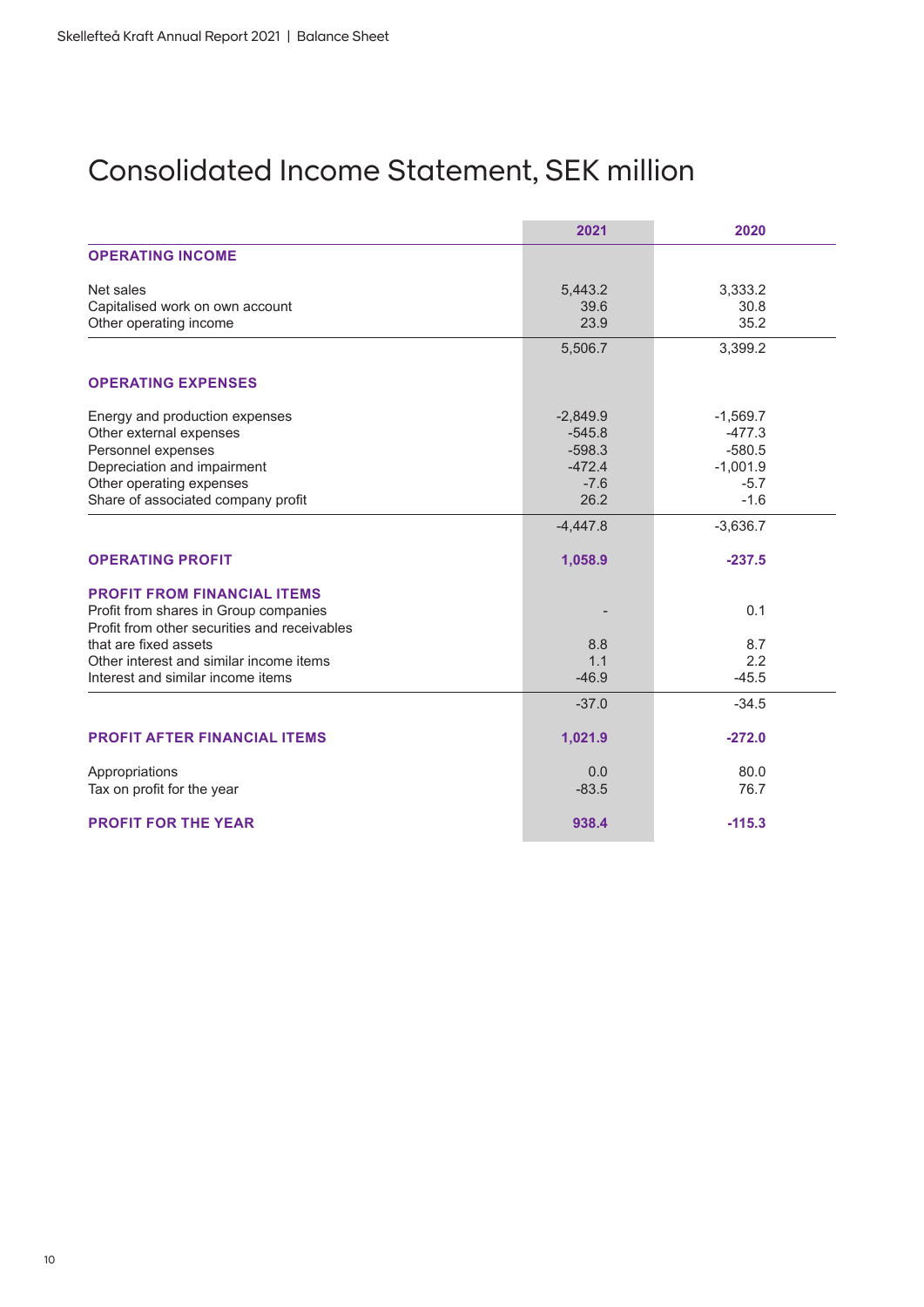# Consolidated Income Statement, SEK million

| | 2021 | 2020 |
|---|---|---|
| **OPERATING INCOME** | | |
| Net sales | 5,443.2 | 3,333.2 |
| Capitalised work on own account | 39.6 | 30.8 |
| Other operating income | 23.9 | 35.2 |
| | 5,506.7 | 3,399.2 |
| **OPERATING EXPENSES** | | |
| Energy and production expenses | -2,849.9 | -1,569.7 |
| Other external expenses | -545.8 | -477.3 |
| Personnel expenses | -598.3 | -580.5 |
| Depreciation and impairment | -472.4 | -1,001.9 |
| Other operating expenses | -7.6 | -5.7 |
| Share of associated company profit | 26.2 | -1.6 |
| | -4,447.8 | -3,636.7 |
| **OPERATING PROFIT** | **1,058.9** | **-237.5** |
| **PROFIT FROM FINANCIAL ITEMS** | | |
| Profit from shares in Group companies | - | 0.1 |
| Profit from other securities and receivables that are fixed assets | 8.8 | 8.7 |
| Other interest and similar income items | 1.1 | 2.2 |
| Interest and similar income items | -46.9 | -45.5 |
| | -37.0 | -34.5 |
| **PROFIT AFTER FINANCIAL ITEMS** | **1,021.9** | **-272.0** |
| Appropriations | 0.0 | 80.0 |
| Tax on profit for the year | -83.5 | 76.7 |
| **PROFIT FOR THE YEAR** | **938.4** | **-115.3** |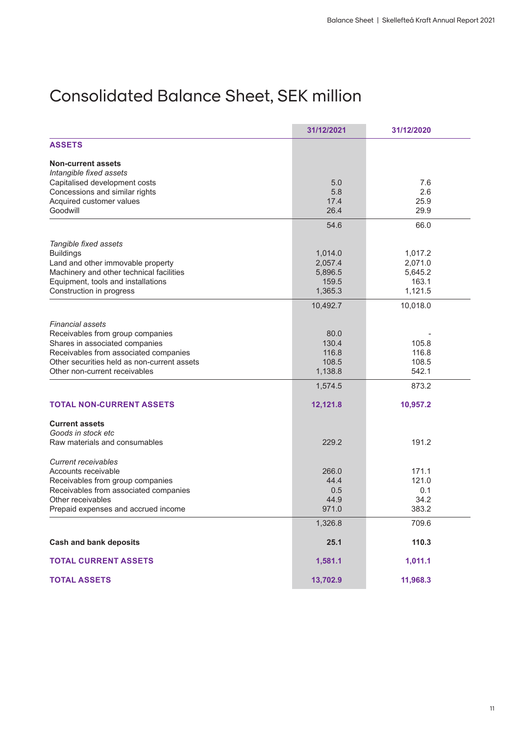# Consolidated Balance Sheet, SEK million

| | 31/12/2021 | 31/12/2020 |
|---|---|---|
| **ASSETS** | | |
| **Non-current assets** | | |
| *Intangible fixed assets* | | |
| Capitalised development costs | 5.0 | 7.6 |
| Concessions and similar rights | 5.8 | 2.6 |
| Acquired customer values | 17.4 | 25.9 |
| Goodwill | 26.4 | 29.9 |
| | 54.6 | 66.0 |
| *Tangible fixed assets* | | |
| Buildings | 1,014.0 | 1,017.2 |
| Land and other immovable property | 2,057.4 | 2,071.0 |
| Machinery and other technical facilities | 5,896.5 | 5,645.2 |
| Equipment, tools and installations | 159.5 | 163.1 |
| Construction in progress | 1,365.3 | 1,121.5 |
| | 10,492.7 | 10,018.0 |
| *Financial assets* | | |
| Receivables from group companies | 80.0 | - |
| Shares in associated companies | 130.4 | 105.8 |
| Receivables from associated companies | 116.8 | 116.8 |
| Other securities held as non-current assets | 108.5 | 108.5 |
| Other non-current receivables | 1,138.8 | 542.1 |
| | 1,574.5 | 873.2 |
| **TOTAL NON-CURRENT ASSETS** | **12,121.8** | **10,957.2** |
| **Current assets** | | |
| *Goods in stock etc* | | |
| Raw materials and consumables | 229.2 | 191.2 |
| *Current receivables* | | |
| Accounts receivable | 266.0 | 171.1 |
| Receivables from group companies | 44.4 | 121.0 |
| Receivables from associated companies | 0.5 | 0.1 |
| Other receivables | 44.9 | 34.2 |
| Prepaid expenses and accrued income | 971.0 | 383.2 |
| | 1,326.8 | 709.6 |
| **Cash and bank deposits** | **25.1** | **110.3** |
| **TOTAL CURRENT ASSETS** | **1,581.1** | **1,011.1** |
| **TOTAL ASSETS** | **13,702.9** | **11,968.3** |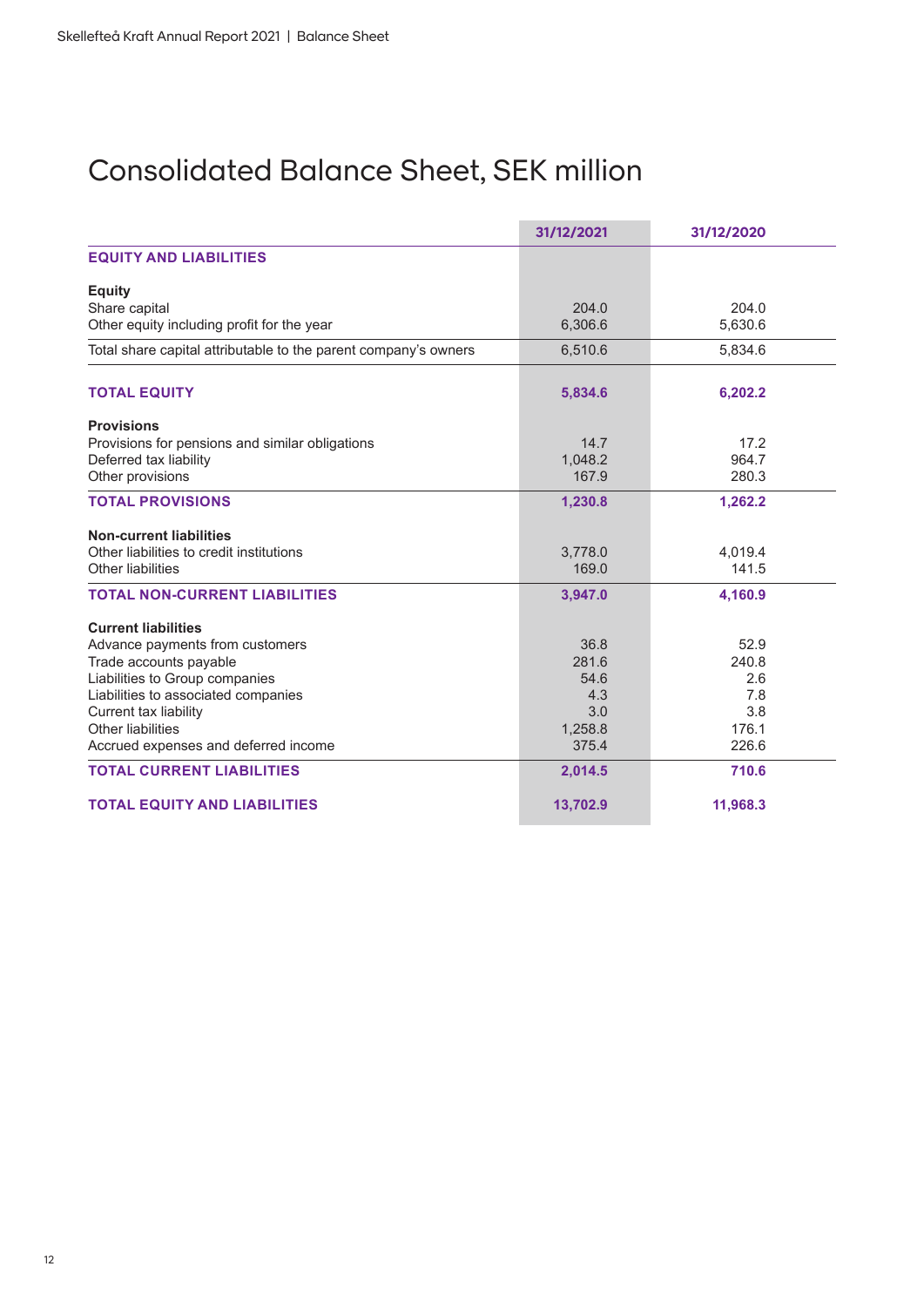# Consolidated Balance Sheet, SEK million

| | 31/12/2021 | 31/12/2020 |
|---|---|---|
| **EQUITY AND LIABILITIES** | | |
| **Equity** | | |
| Share capital | 204.0 | 204.0 |
| Other equity including profit for the year | 6,306.6 | 5,630.6 |
| Total share capital attributable to the parent company's owners | 6,510.6 | 5,834.6 |
| **TOTAL EQUITY** | **5,834.6** | **6,202.2** |
| **Provisions** | | |
| Provisions for pensions and similar obligations | 14.7 | 17.2 |
| Deferred tax liability | 1,048.2 | 964.7 |
| Other provisions | 167.9 | 280.3 |
| **TOTAL PROVISIONS** | **1,230.8** | **1,262.2** |
| **Non-current liabilities** | | |
| Other liabilities to credit institutions | 3,778.0 | 4,019.4 |
| Other liabilities | 169.0 | 141.5 |
| **TOTAL NON-CURRENT LIABILITIES** | **3,947.0** | **4,160.9** |
| **Current liabilities** | | |
| Advance payments from customers | 36.8 | 52.9 |
| Trade accounts payable | 281.6 | 240.8 |
| Liabilities to Group companies | 54.6 | 2.6 |
| Liabilities to associated companies | 4.3 | 7.8 |
| Current tax liability | 3.0 | 3.8 |
| Other liabilities | 1,258.8 | 176.1 |
| Accrued expenses and deferred income | 375.4 | 226.6 |
| **TOTAL CURRENT LIABILITIES** | **2,014.5** | **710.6** |
| **TOTAL EQUITY AND LIABILITIES** | **13,702.9** | **11,968.3** |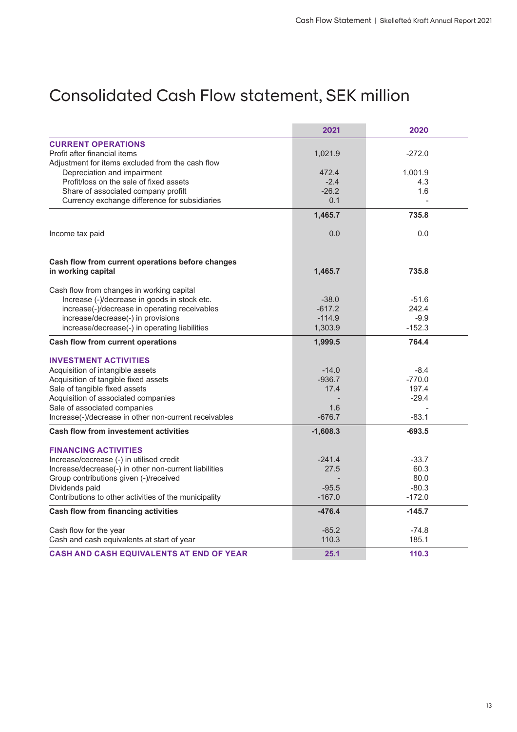# Consolidated Cash Flow statement, SEK million

| | 2021 | 2020 |
|---|---|---|
| **CURRENT OPERATIONS** | | |
| Profit after financial items | 1,021.9 | -272.0 |
| Adjustment for items excluded from the cash flow | | |
| Depreciation and impairment | 472.4 | 1,001.9 |
| Profit/loss on the sale of fixed assets | -2.4 | 4.3 |
| Share of associated company profilt | -26.2 | 1.6 |
| Currency exchange difference for subsidiaries | 0.1 | - |
| | **1,465.7** | **735.8** |
| Income tax paid | 0.0 | 0.0 |
| **Cash flow from current operations before changes in working capital** | **1,465.7** | **735.8** |
| Cash flow from changes in working capital | | |
| Increase (-)/decrease in goods in stock etc. | -38.0 | -51.6 |
| increase(-)/decrease in operating receivables | -617.2 | 242.4 |
| increase/decrease(-) in provisions | -114.9 | -9.9 |
| increase/decrease(-) in operating liabilities | 1,303.9 | -152.3 |
| **Cash flow from current operations** | **1,999.5** | **764.4** |
| **INVESTMENT ACTIVITIES** | | |
| Acquisition of intangible assets | -14.0 | -8.4 |
| Acquisition of tangible fixed assets | -936.7 | -770.0 |
| Sale of tangible fixed assets | 17.4 | 197.4 |
| Acquisition of associated companies | - | -29.4 |
| Sale of associated companies | 1.6 | - |
| Increase(-)/decrease in other non-current receivables | -676.7 | -83.1 |
| **Cash flow from investement activities** | **-1,608.3** | **-693.5** |
| **FINANCING ACTIVITIES** | | |
| Increase/cecrease (-) in utilised credit | -241.4 | -33.7 |
| Increase/decrease(-) in other non-current liabilities | 27.5 | 60.3 |
| Group contributions given (-)/received | - | 80.0 |
| Dividends paid | -95.5 | -80.3 |
| Contributions to other activities of the municipality | -167.0 | -172.0 |
| **Cash flow from financing activities** | **-476.4** | **-145.7** |
| Cash flow for the year | -85.2 | -74.8 |
| Cash and cash equivalents at start of year | 110.3 | 185.1 |
| **CASH AND CASH EQUIVALENTS AT END OF YEAR** | **25.1** | **110.3** |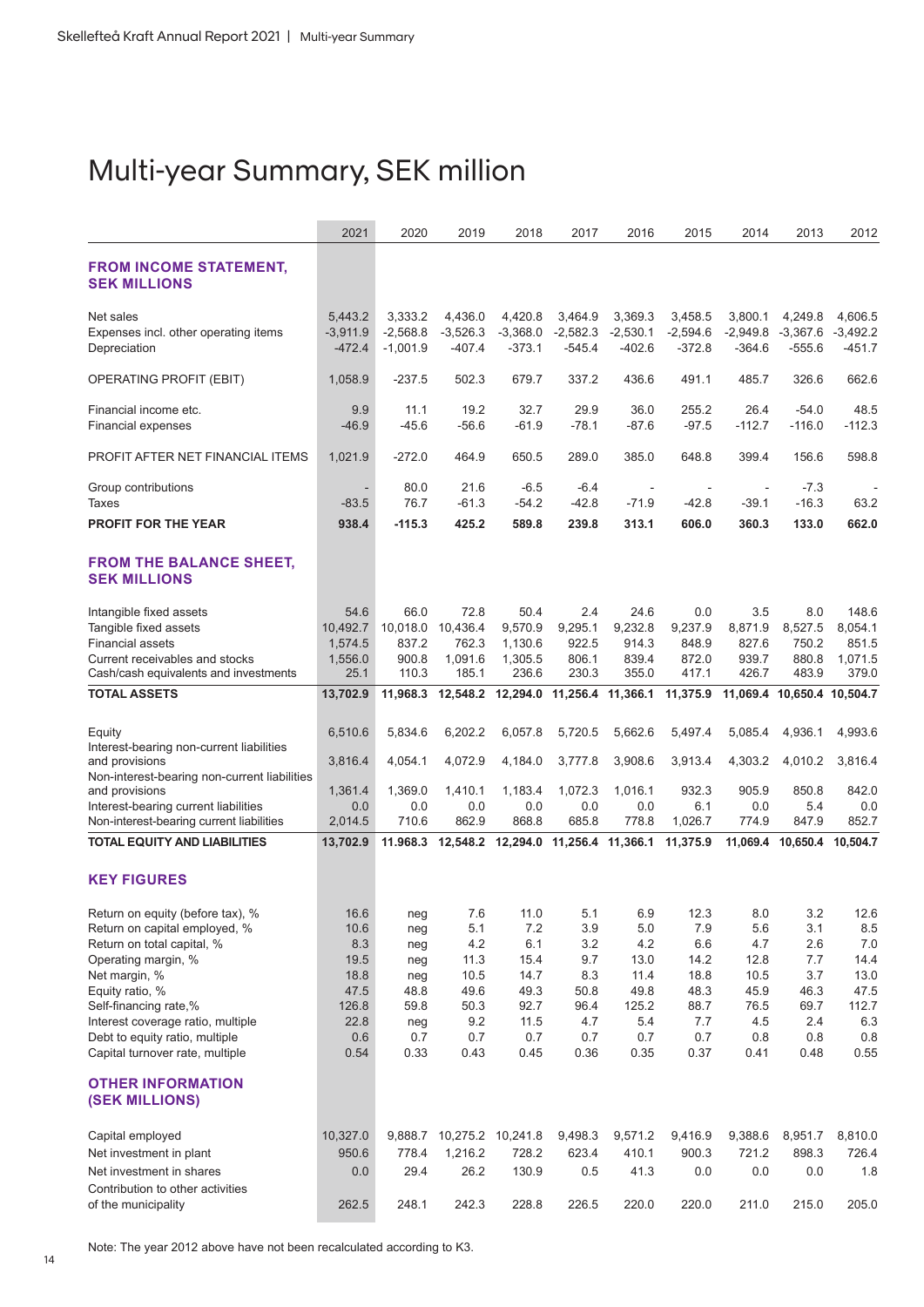# Multi-year Summary, SEK million

| | 2021 | 2020 | 2019 | 2018 | 2017 | 2016 | 2015 | 2014 | 2013 | 2012 |
|---|---|---|---|---|---|---|---|---|---|---|
| **FROM INCOME STATEMENT, SEK MILLIONS** | | | | | | | | | | |
| Net sales | 5,443.2 | 3,333.2 | 4,436.0 | 4,420.8 | 3,464.9 | 3,369.3 | 3,458.5 | 3,800.1 | 4,249.8 | 4,606.5 |
| Expenses incl. other operating items | -3,911.9 | -2,568.8 | -3,526.3 | -3,368.0 | -2,582.3 | -2,530.1 | -2,594.6 | -2,949.8 | -3,367.6 | -3,492.2 |
| Depreciation | -472.4 | -1,001.9 | -407.4 | -373.1 | -545.4 | -402.6 | -372.8 | -364.6 | -555.6 | -451.7 |
| OPERATING PROFIT (EBIT) | 1,058.9 | -237.5 | 502.3 | 679.7 | 337.2 | 436.6 | 491.1 | 485.7 | 326.6 | 662.6 |
| Financial income etc. | 9.9 | 11.1 | 19.2 | 32.7 | 29.9 | 36.0 | 255.2 | 26.4 | -54.0 | 48.5 |
| Financial expenses | -46.9 | -45.6 | -56.6 | -61.9 | -78.1 | -87.6 | -97.5 | -112.7 | -116.0 | -112.3 |
| PROFIT AFTER NET FINANCIAL ITEMS | 1,021.9 | -272.0 | 464.9 | 650.5 | 289.0 | 385.0 | 648.8 | 399.4 | 156.6 | 598.8 |
| Group contributions | - | 80.0 | 21.6 | -6.5 | -6.4 | - | - | - | -7.3 | - |
| Taxes | -83.5 | 76.7 | -61.3 | -54.2 | -42.8 | -71.9 | -42.8 | -39.1 | -16.3 | 63.2 |
| **PROFIT FOR THE YEAR** | **938.4** | **-115.3** | **425.2** | **589.8** | **239.8** | **313.1** | **606.0** | **360.3** | **133.0** | **662.0** |
| **FROM THE BALANCE SHEET, SEK MILLIONS** | | | | | | | | | | |
| Intangible fixed assets | 54.6 | 66.0 | 72.8 | 50.4 | 2.4 | 24.6 | 0.0 | 3.5 | 8.0 | 148.6 |
| Tangible fixed assets | 10,492.7 | 10,018.0 | 10,436.4 | 9,570.9 | 9,295.1 | 9,232.8 | 9,237.9 | 8,871.9 | 8,527.5 | 8,054.1 |
| Financial assets | 1,574.5 | 837.2 | 762.3 | 1,130.6 | 922.5 | 914.3 | 848.9 | 827.6 | 750.2 | 851.5 |
| Current receivables and stocks | 1,556.0 | 900.8 | 1,091.6 | 1,305.5 | 806.1 | 839.4 | 872.0 | 939.7 | 880.8 | 1,071.5 |
| Cash/cash equivalents and investments | 25.1 | 110.3 | 185.1 | 236.6 | 230.3 | 355.0 | 417.1 | 426.7 | 483.9 | 379.0 |
| **TOTAL ASSETS** | **13,702.9** | **11,968.3** | **12,548.2** | **12,294.0** | **11,256.4** | **11,366.1** | **11,375.9** | **11,069.4** | **10,650.4** | **10,504.7** |
| Equity | 6,510.6 | 5,834.6 | 6,202.2 | 6,057.8 | 5,720.5 | 5,662.6 | 5,497.4 | 5,085.4 | 4,936.1 | 4,993.6 |
| Interest-bearing non-current liabilities and provisions | 3,816.4 | 4,054.1 | 4,072.9 | 4,184.0 | 3,777.8 | 3,908.6 | 3,913.4 | 4,303.2 | 4,010.2 | 3,816.4 |
| Non-interest-bearing non-current liabilities and provisions | 1,361.4 | 1,369.0 | 1,410.1 | 1,183.4 | 1,072.3 | 1,016.1 | 932.3 | 905.9 | 850.8 | 842.0 |
| Interest-bearing current liabilities | 0.0 | 0.0 | 0.0 | 0.0 | 0.0 | 0.0 | 6.1 | 0.0 | 5.4 | 0.0 |
| Non-interest-bearing current liabilities | 2,014.5 | 710.6 | 862.9 | 868.8 | 685.8 | 778.8 | 1,026.7 | 774.9 | 847.9 | 852.7 |
| **TOTAL EQUITY AND LIABILITIES** | **13,702.9** | **11.968.3** | **12,548.2** | **12,294.0** | **11,256.4** | **11,366.1** | **11,375.9** | **11,069.4** | **10,650.4** | **10,504.7** |
| **KEY FIGURES** | | | | | | | | | | |
| Return on equity (before tax), % | 16.6 | neg | 7.6 | 11.0 | 5.1 | 6.9 | 12.3 | 8.0 | 3.2 | 12.6 |
| Return on capital employed, % | 10.6 | neg | 5.1 | 7.2 | 3.9 | 5.0 | 7.9 | 5.6 | 3.1 | 8.5 |
| Return on total capital, % | 8.3 | neg | 4.2 | 6.1 | 3.2 | 4.2 | 6.6 | 4.7 | 2.6 | 7.0 |
| Operating margin, % | 19.5 | neg | 11.3 | 15.4 | 9.7 | 13.0 | 14.2 | 12.8 | 7.7 | 14.4 |
| Net margin, % | 18.8 | neg | 10.5 | 14.7 | 8.3 | 11.4 | 18.8 | 10.5 | 3.7 | 13.0 |
| Equity ratio, % | 47.5 | 48.8 | 49.6 | 49.3 | 50.8 | 49.8 | 48.3 | 45.9 | 46.3 | 47.5 |
| Self-financing rate,% | 126.8 | 59.8 | 50.3 | 92.7 | 96.4 | 125.2 | 88.7 | 76.5 | 69.7 | 112.7 |
| Interest coverage ratio, multiple | 22.8 | neg | 9.2 | 11.5 | 4.7 | 5.4 | 7.7 | 4.5 | 2.4 | 6.3 |
| Debt to equity ratio, multiple | 0.6 | 0.7 | 0.7 | 0.7 | 0.7 | 0.7 | 0.7 | 0.8 | 0.8 | 0.8 |
| Capital turnover rate, multiple | 0.54 | 0.33 | 0.43 | 0.45 | 0.36 | 0.35 | 0.37 | 0.41 | 0.48 | 0.55 |
| **OTHER INFORMATION (SEK MILLIONS)** | | | | | | | | | | |
| Capital employed | 10,327.0 | 9,888.7 | 10,275.2 | 10,241.8 | 9,498.3 | 9,571.2 | 9,416.9 | 9,388.6 | 8,951.7 | 8,810.0 |
| Net investment in plant | 950.6 | 778.4 | 1,216.2 | 728.2 | 623.4 | 410.1 | 900.3 | 721.2 | 898.3 | 726.4 |
| Net investment in shares | 0.0 | 29.4 | 26.2 | 130.9 | 0.5 | 41.3 | 0.0 | 0.0 | 0.0 | 1.8 |
| Contribution to other activities of the municipality | 262.5 | 248.1 | 242.3 | 228.8 | 226.5 | 220.0 | 220.0 | 211.0 | 215.0 | 205.0 |

Note: The year 2012 above have not been recalculated according to K3.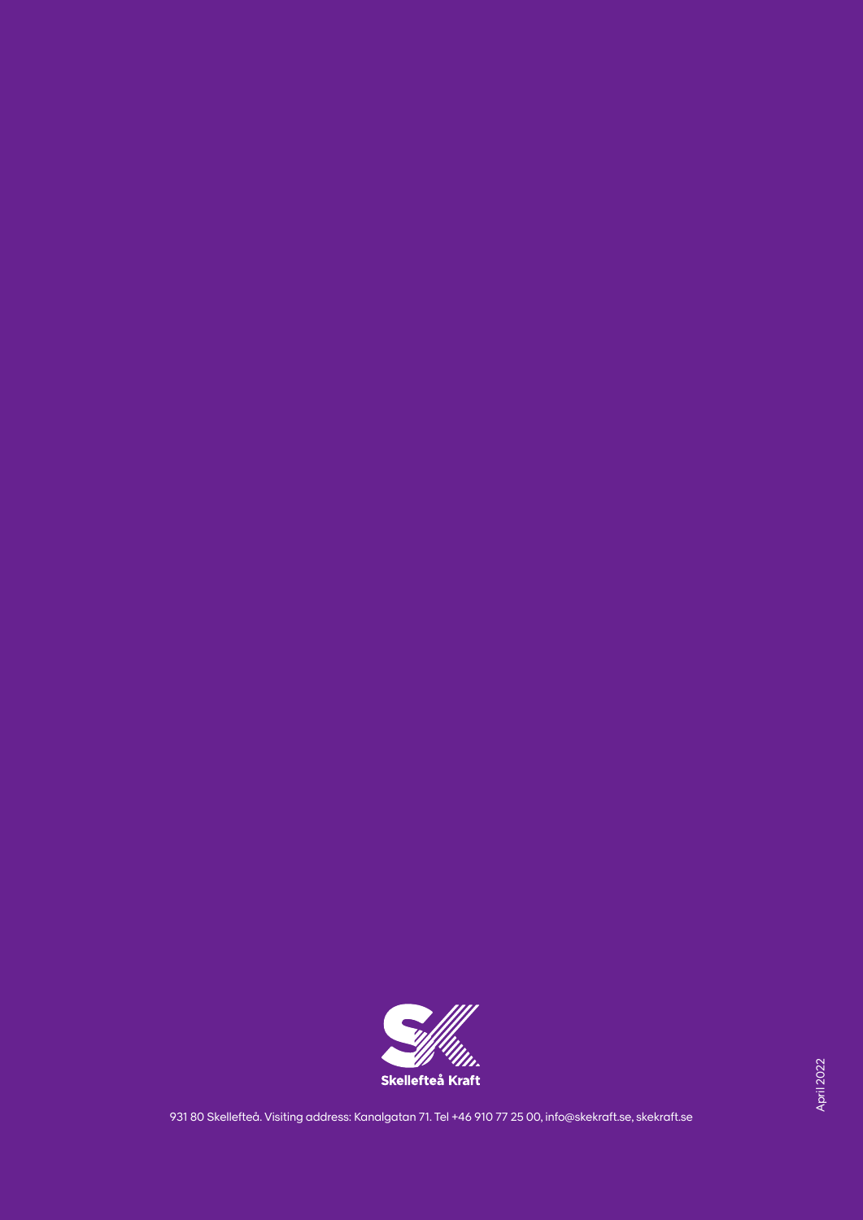Skellefteå Kraft

931 80 Skellefteå. Visiting address: Kanalgatan 71. Tel +46 910 77 25 00, info@skekraft.se, skekraft.se

April 2022